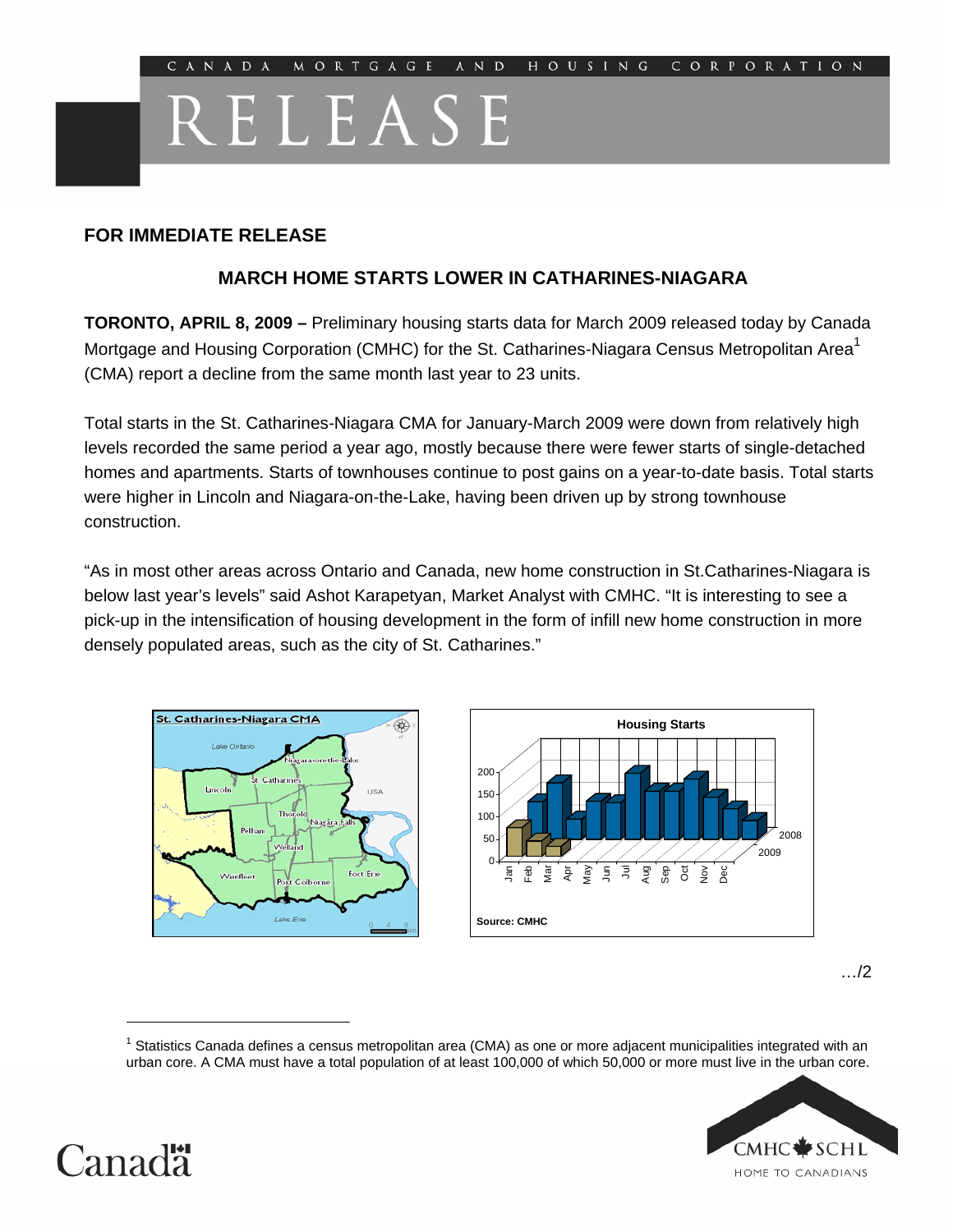CANADA MORTGAGE AND HOUSING CORPORATION

# RELEASE

**FOR IMMEDIATE RELEASE**

## MARCH HOME STARTS LOWER IN CATHARINES-NIAGARA

**TORONTO, APRIL 8, 2009 –** Preliminary housing starts data for March 2009 released today by Canada Mortgage and Housing Corporation (CMHC) for the St. Catharines-Niagara Census Metropolitan Area[1] (CMA) report a decline from the same month last year to 23 units.

Total starts in the St. Catharines-Niagara CMA for January-March 2009 were down from relatively high levels recorded the same period a year ago, mostly because there were fewer starts of single-detached homes and apartments. Starts of townhouses continue to post gains on a year-to-date basis. Total starts were higher in Lincoln and Niagara-on-the-Lake, having been driven up by strong townhouse construction.

"As in most other areas across Ontario and Canada, new home construction in St.Catharines-Niagara is below last year's levels" said Ashot Karapetyan, Market Analyst with CMHC. "It is interesting to see a pick-up in the intensification of housing development in the form of infill new home construction in more densely populated areas, such as the city of St. Catharines."

…/2

[1] Statistics Canada defines a census metropolitan area (CMA) as one or more adjacent municipalities integrated with an urban core. A CMA must have a total population of at least 100,000 of which 50,000 or more must live in the urban core.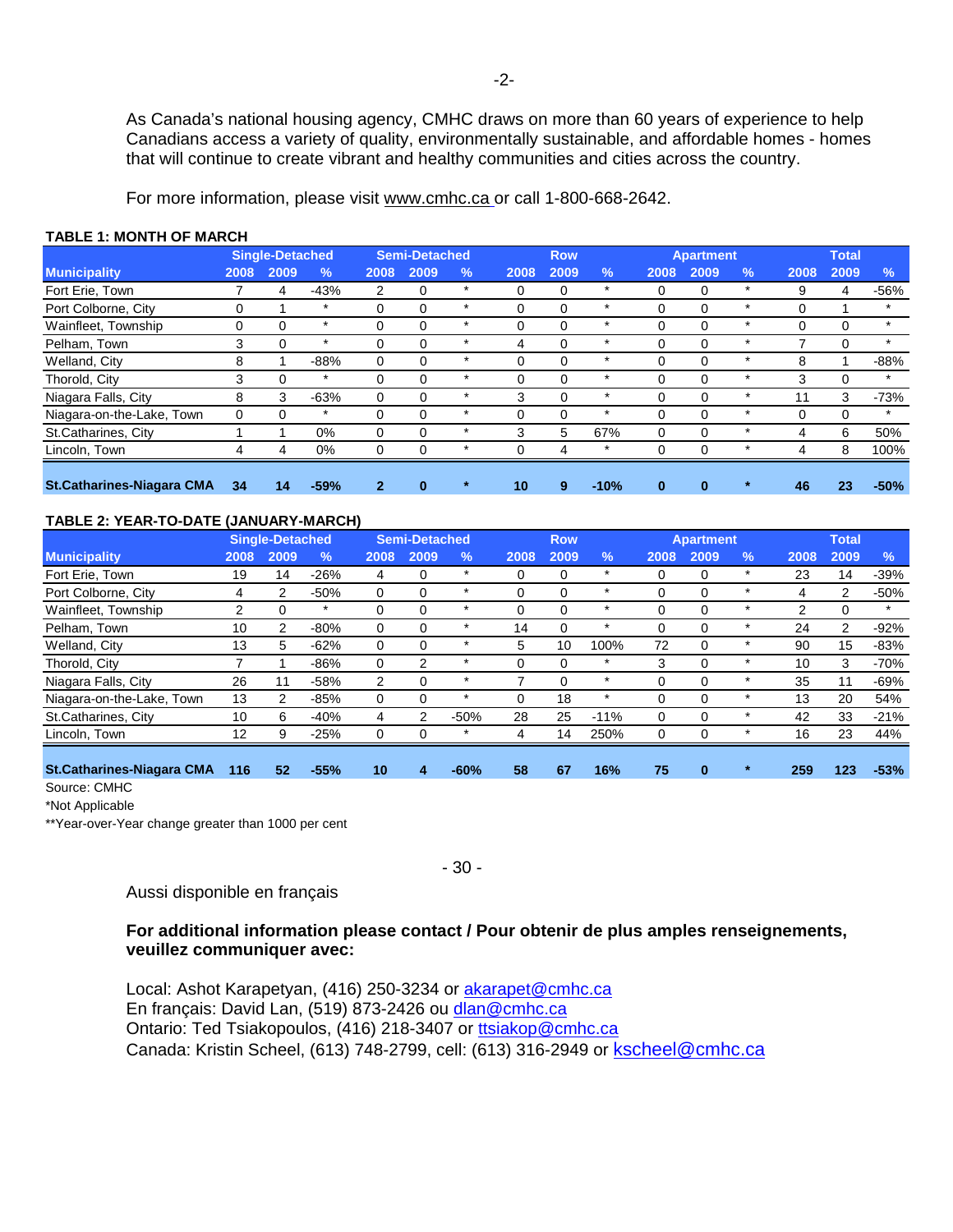As Canada's national housing agency, CMHC draws on more than 60 years of experience to help Canadians access a variety of quality, environmentally sustainable, and affordable homes - homes that will continue to create vibrant and healthy communities and cities across the country.

For more information, please visit www.cmhc.ca or call 1-800-668-2642.

**TABLE 1: MONTH OF MARCH**

| | Single-Detached | | | Semi-Detached | | | Row | | | Apartment | | | Total | | |
|---|---|---|---|---|---|---|---|---|---|---|---|---|---|---|---|
| Municipality | 2008 | 2009 | % | 2008 | 2009 | % | 2008 | 2009 | % | 2008 | 2009 | % | 2008 | 2009 | % |
| Fort Erie, Town | 7 | 4 | -43% | 2 | 0 | * | 0 | 0 | * | 0 | 0 | * | 9 | 4 | -56% |
| Port Colborne, City | 0 | 1 | * | 0 | 0 | * | 0 | 0 | * | 0 | 0 | * | 0 | 1 | * |
| Wainfleet, Township | 0 | 0 | * | 0 | 0 | * | 0 | 0 | * | 0 | 0 | * | 0 | 0 | * |
| Pelham, Town | 3 | 0 | * | 0 | 0 | * | 4 | 0 | * | 0 | 0 | * | 7 | 0 | * |
| Welland, City | 8 | 1 | -88% | 0 | 0 | * | 0 | 0 | * | 0 | 0 | * | 8 | 1 | -88% |
| Thorold, City | 3 | 0 | * | 0 | 0 | * | 0 | 0 | * | 0 | 0 | * | 3 | 0 | * |
| Niagara Falls, City | 8 | 3 | -63% | 0 | 0 | * | 3 | 0 | * | 0 | 0 | * | 11 | 3 | -73% |
| Niagara-on-the-Lake, Town | 0 | 0 | * | 0 | 0 | * | 0 | 0 | * | 0 | 0 | * | 0 | 0 | * |
| St.Catharines, City | 1 | 1 | 0% | 0 | 0 | * | 3 | 5 | 67% | 0 | 0 | * | 4 | 6 | 50% |
| Lincoln, Town | 4 | 4 | 0% | 0 | 0 | * | 0 | 4 | * | 0 | 0 | * | 4 | 8 | 100% |
| **St.Catharines-Niagara CMA** | **34** | **14** | **-59%** | **2** | **0** | **\*** | **10** | **9** | **-10%** | **0** | **0** | **\*** | **46** | **23** | **-50%** |

**TABLE 2: YEAR-TO-DATE (JANUARY-MARCH)**

| | Single-Detached | | | Semi-Detached | | | Row | | | Apartment | | | Total | | |
|---|---|---|---|---|---|---|---|---|---|---|---|---|---|---|---|
| Municipality | 2008 | 2009 | % | 2008 | 2009 | % | 2008 | 2009 | % | 2008 | 2009 | % | 2008 | 2009 | % |
| Fort Erie, Town | 19 | 14 | -26% | 4 | 0 | * | 0 | 0 | * | 0 | 0 | * | 23 | 14 | -39% |
| Port Colborne, City | 4 | 2 | -50% | 0 | 0 | * | 0 | 0 | * | 0 | 0 | * | 4 | 2 | -50% |
| Wainfleet, Township | 2 | 0 | * | 0 | 0 | * | 0 | 0 | * | 0 | 0 | * | 2 | 0 | * |
| Pelham, Town | 10 | 2 | -80% | 0 | 0 | * | 14 | 0 | * | 0 | 0 | * | 24 | 2 | -92% |
| Welland, City | 13 | 5 | -62% | 0 | 0 | * | 5 | 10 | 100% | 72 | 0 | * | 90 | 15 | -83% |
| Thorold, City | 7 | 1 | -86% | 0 | 2 | * | 0 | 0 | * | 3 | 0 | * | 10 | 3 | -70% |
| Niagara Falls, City | 26 | 11 | -58% | 2 | 0 | * | 7 | 0 | * | 0 | 0 | * | 35 | 11 | -69% |
| Niagara-on-the-Lake, Town | 13 | 2 | -85% | 0 | 0 | * | 0 | 18 | * | 0 | 0 | * | 13 | 20 | 54% |
| St.Catharines, City | 10 | 6 | -40% | 4 | 2 | -50% | 28 | 25 | -11% | 0 | 0 | * | 42 | 33 | -21% |
| Lincoln, Town | 12 | 9 | -25% | 0 | 0 | * | 4 | 14 | 250% | 0 | 0 | * | 16 | 23 | 44% |
| **St.Catharines-Niagara CMA** | **116** | **52** | **-55%** | **10** | **4** | **-60%** | **58** | **67** | **16%** | **75** | **0** | **\*** | **259** | **123** | **-53%** |

Source: CMHC

*Not Applicable

**Year-over-Year change greater than 1000 per cent

\- 30 -

Aussi disponible en français

**For additional information please contact / Pour obtenir de plus amples renseignements, veuillez communiquer avec:**

Local: Ashot Karapetyan, (416) 250-3234 or akarapet@cmhc.ca
En français: David Lan, (519) 873-2426 ou dlan@cmhc.ca
Ontario: Ted Tsiakopoulos, (416) 218-3407 or ttsiakop@cmhc.ca
Canada: Kristin Scheel, (613) 748-2799, cell: (613) 316-2949 or kscheel@cmhc.ca